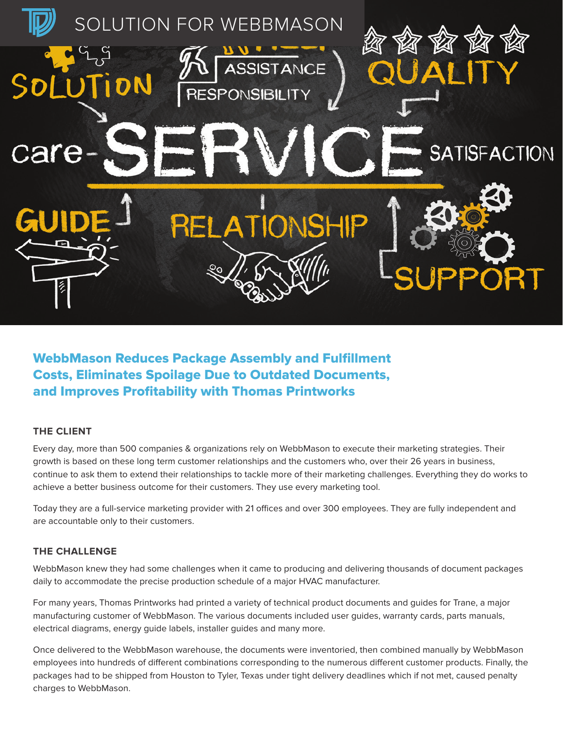# SOLUTION FOR WEBBMASON

## WebbMason Reduces Package Assembly and Fulfillment Costs, Eliminates Spoilage Due to Outdated Documents, and Improves Profitability with Thomas Printworks

### THE CLIENT

Every day, more than 500 companies & organizations rely on WebbMason to execute their marketing strategies. Their growth is based on these long term customer relationships and the customers who, over their 26 years in business, continue to ask them to extend their relationships to tackle more of their marketing challenges. Everything they do works to achieve a better business outcome for their customers. They use every marketing tool.

Today they are a full-service marketing provider with 21 offices and over 300 employees. They are fully independent and are accountable only to their customers.

### THE CHALLENGE

WebbMason knew they had some challenges when it came to producing and delivering thousands of document packages daily to accommodate the precise production schedule of a major HVAC manufacturer.

For many years, Thomas Printworks had printed a variety of technical product documents and guides for Trane, a major manufacturing customer of WebbMason. The various documents included user guides, warranty cards, parts manuals, electrical diagrams, energy guide labels, installer guides and many more.

Once delivered to the WebbMason warehouse, the documents were inventoried, then combined manually by WebbMason employees into hundreds of different combinations corresponding to the numerous different customer products. Finally, the packages had to be shipped from Houston to Tyler, Texas under tight delivery deadlines which if not met, caused penalty charges to WebbMason.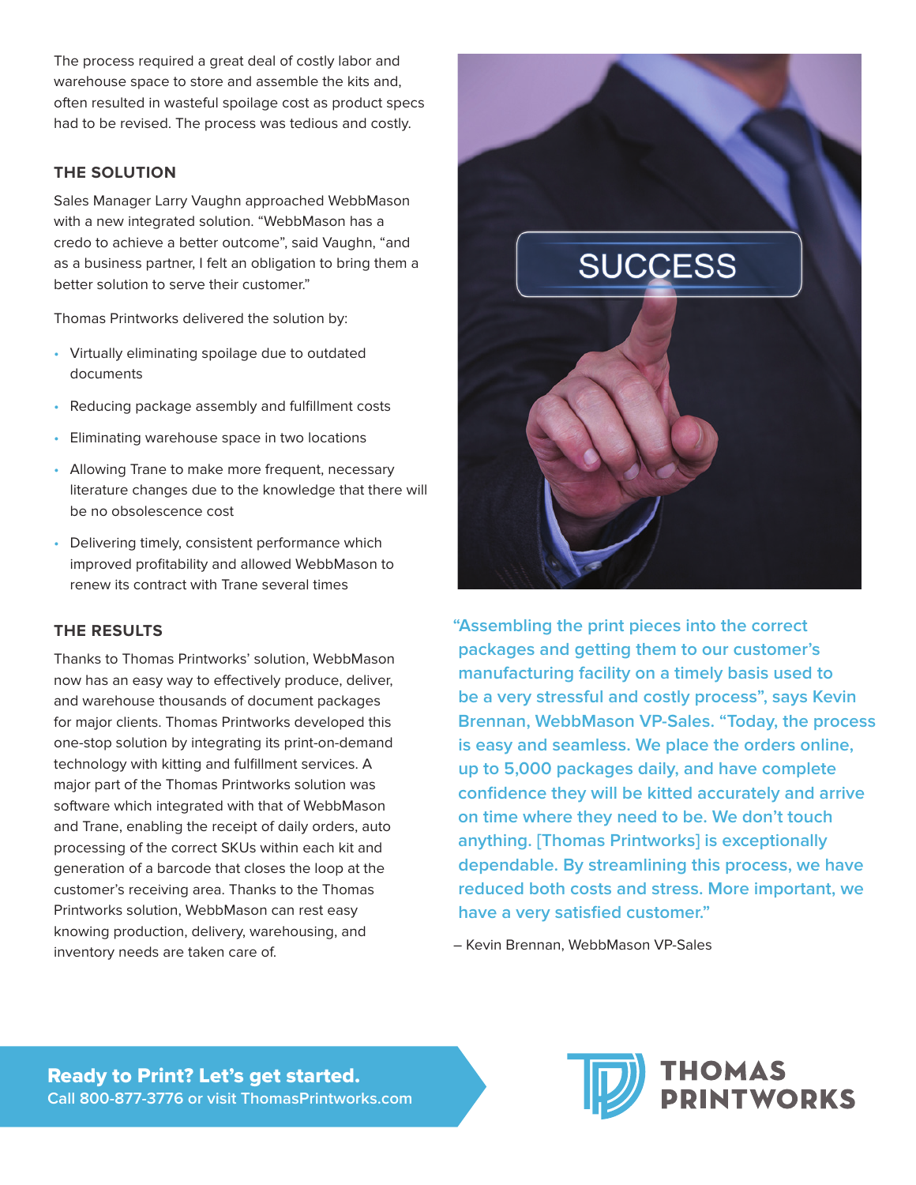The process required a great deal of costly labor and warehouse space to store and assemble the kits and, often resulted in wasteful spoilage cost as product specs had to be revised. The process was tedious and costly.

### THE SOLUTION

Sales Manager Larry Vaughn approached WebbMason with a new integrated solution. "WebbMason has a credo to achieve a better outcome", said Vaughn, "and as a business partner, I felt an obligation to bring them a better solution to serve their customer."

Thomas Printworks delivered the solution by:

- Virtually eliminating spoilage due to outdated documents
- Reducing package assembly and fulfillment costs
- Eliminating warehouse space in two locations
- Allowing Trane to make more frequent, necessary literature changes due to the knowledge that there will be no obsolescence cost
- Delivering timely, consistent performance which improved profitability and allowed WebbMason to renew its contract with Trane several times

### THE RESULTS

Thanks to Thomas Printworks' solution, WebbMason now has an easy way to effectively produce, deliver, and warehouse thousands of document packages for major clients. Thomas Printworks developed this one-stop solution by integrating its print-on-demand technology with kitting and fulfillment services. A major part of the Thomas Printworks solution was software which integrated with that of WebbMason and Trane, enabling the receipt of daily orders, auto processing of the correct SKUs within each kit and generation of a barcode that closes the loop at the customer's receiving area. Thanks to the Thomas Printworks solution, WebbMason can rest easy knowing production, delivery, warehousing, and inventory needs are taken care of.

SUCCESS

"Assembling the print pieces into the correct packages and getting them to our customer's manufacturing facility on a timely basis used to be a very stressful and costly process", says Kevin Brennan, WebbMason VP-Sales. "Today, the process is easy and seamless. We place the orders online, up to 5,000 packages daily, and have complete confidence they will be kitted accurately and arrive on time where they need to be. We don't touch anything. [Thomas Printworks] is exceptionally dependable. By streamlining this process, we have reduced both costs and stress. More important, we have a very satisfied customer."

– Kevin Brennan, WebbMason VP-Sales

**Ready to Print? Let's get started.**
**Call 800-877-3776 or visit ThomasPrintworks.com**

THOMAS PRINTWORKS